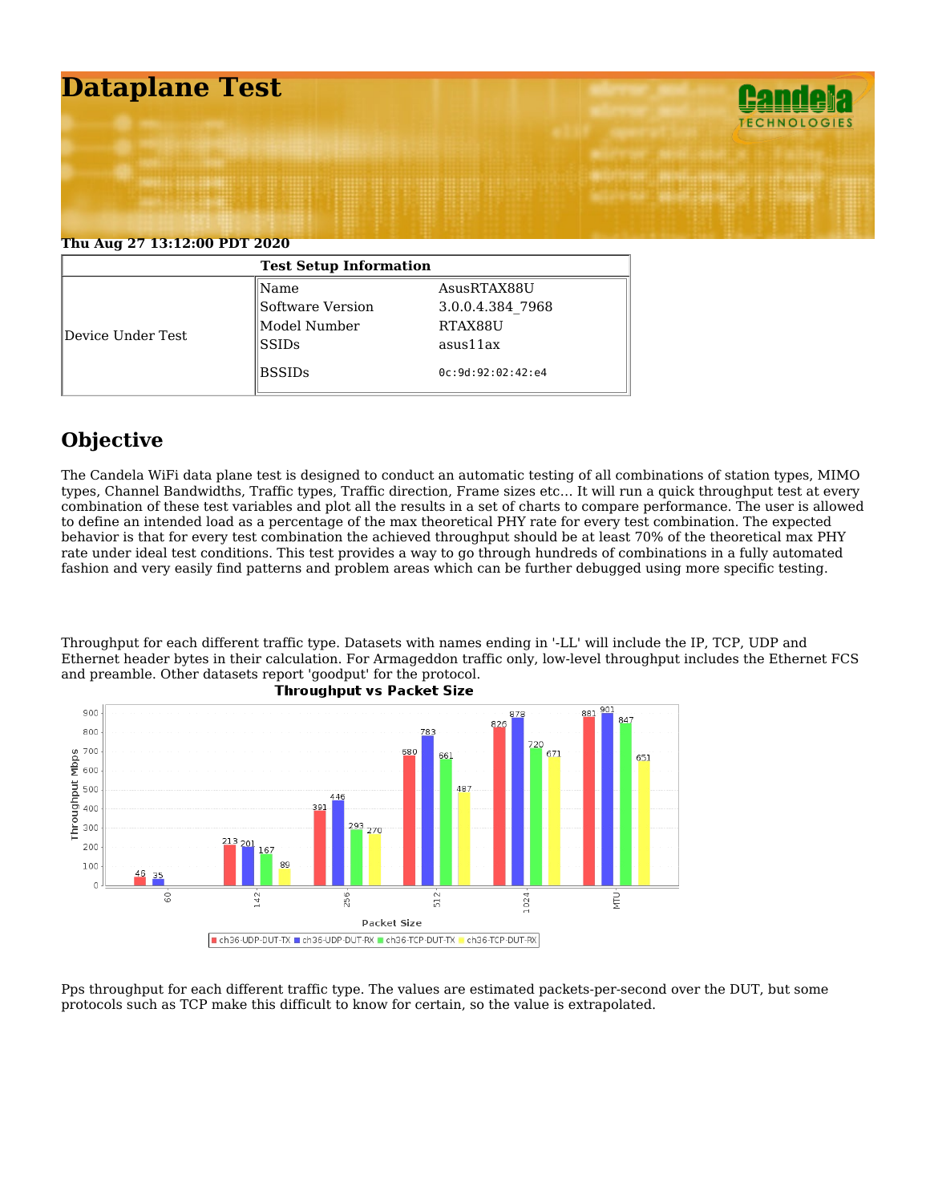# Dataplane Test

**Thu Aug 27 13:12:00 PDT 2020**

| Test Setup Information | | |
| --- | --- | --- |
| Device Under Test | Name | AsusRTAX88U |
| | Software Version | 3.0.0.4.384_7968 |
| | Model Number | RTAX88U |
| | SSIDs | asus11ax |
| | BSSIDs | 0c:9d:92:02:42:e4 |

## Objective

The Candela WiFi data plane test is designed to conduct an automatic testing of all combinations of station types, MIMO types, Channel Bandwidths, Traffic types, Traffic direction, Frame sizes etc… It will run a quick throughput test at every combination of these test variables and plot all the results in a set of charts to compare performance. The user is allowed to define an intended load as a percentage of the max theoretical PHY rate for every test combination. The expected behavior is that for every test combination the achieved throughput should be at least 70% of the theoretical max PHY rate under ideal test conditions. This test provides a way to go through hundreds of combinations in a fully automated fashion and very easily find patterns and problem areas which can be further debugged using more specific testing.

Throughput for each different traffic type. Datasets with names ending in '-LL' will include the IP, TCP, UDP and Ethernet header bytes in their calculation. For Armageddon traffic only, low-level throughput includes the Ethernet FCS and preamble. Other datasets report 'goodput' for the protocol.

**Throughput vs Packet Size**

| Packet Size | ch36-UDP-DUT-TX | ch36-UDP-DUT-RX | ch36-TCP-DUT-TX | ch36-TCP-DUT-RX |
| --- | --- | --- | --- | --- |
| 60 | 46 | 35 | | |
| 142 | 213 | 201 | 167 | 89 |
| 256 | 391 | 446 | 293 | 270 |
| 512 | 680 | 783 | 661 | 487 |
| 1024 | 826 | 878 | 720 | 671 |
| MTU | 881 | 901 | 847 | 651 |

Pps throughput for each different traffic type. The values are estimated packets-per-second over the DUT, but some protocols such as TCP make this difficult to know for certain, so the value is extrapolated.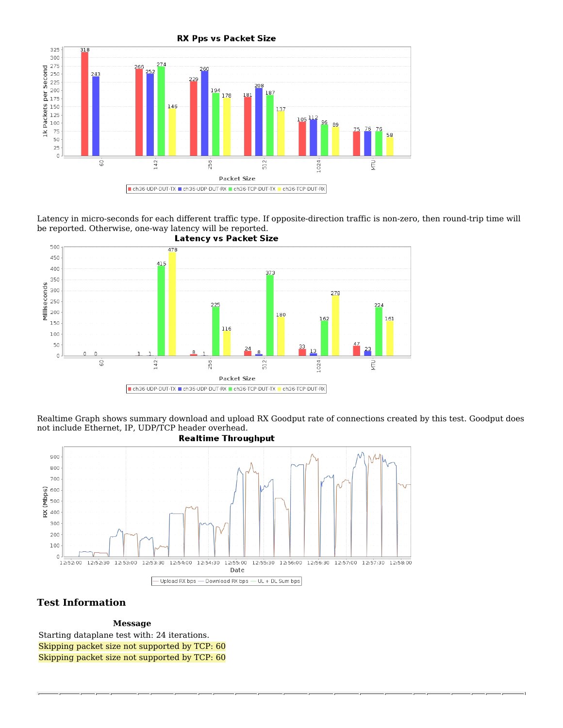## RX Pps vs Packet Size

Latency in micro-seconds for each different traffic type. If opposite-direction traffic is non-zero, then round-trip time will be reported. Otherwise, one-way latency will be reported.

## Latency vs Packet Size

Realtime Graph shows summary download and upload RX Goodput rate of connections created by this test. Goodput does not include Ethernet, IP, UDP/TCP header overhead.

## Realtime Throughput

## Test Information

| Message |
|---|
| Starting dataplane test with: 24 iterations. |
| Skipping packet size not supported by TCP: 60 |
| Skipping packet size not supported by TCP: 60 |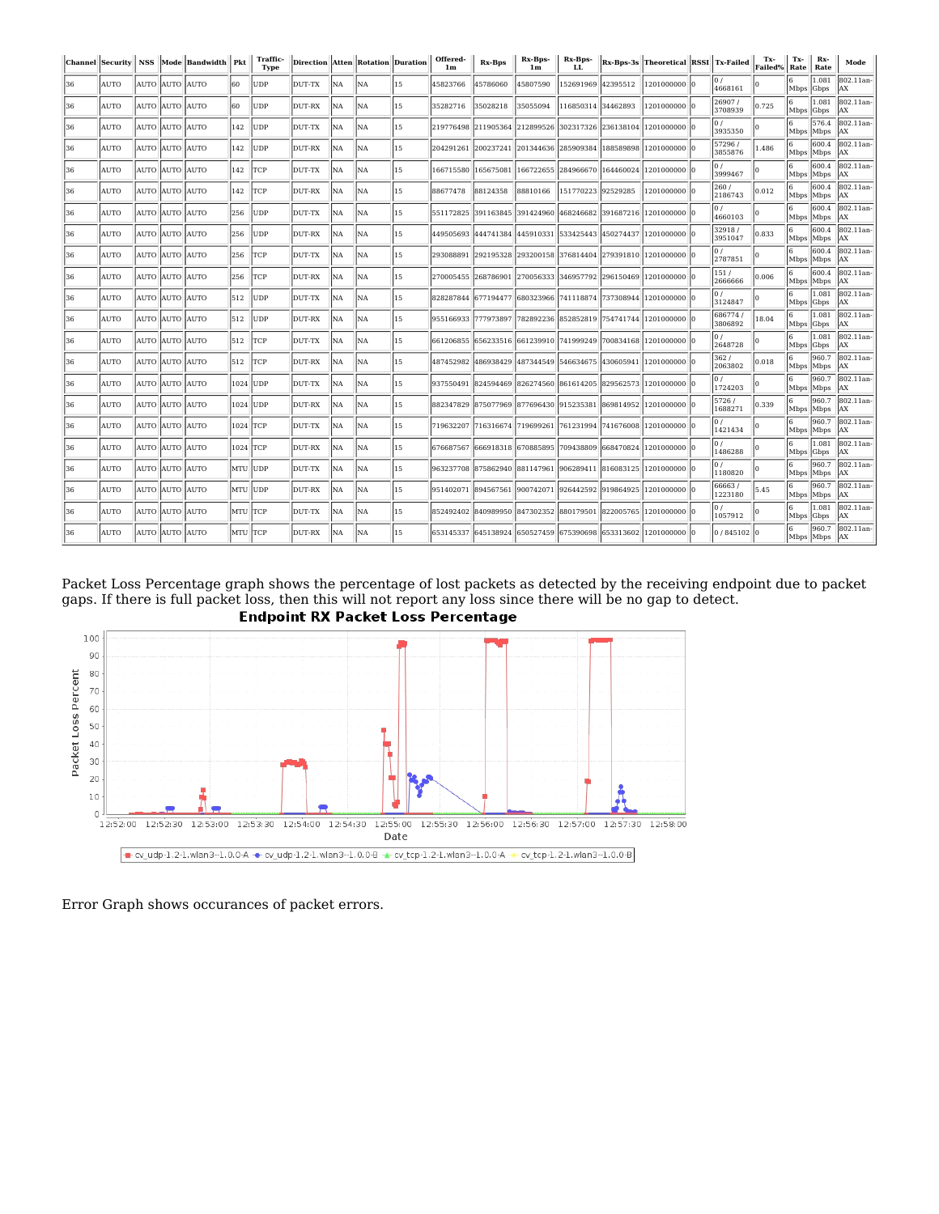| Channel | Security | NSS | Mode | Bandwidth | Pkt | Traffic-Type | Direction | Atten | Rotation | Duration | Offered-1m | Rx-Bps | Rx-Bps-1m | Rx-Bps-LL | Rx-Bps-3s | Theoretical | RSSI | Tx-Failed | Tx-Failed% | Tx-Rate | Rx-Rate | Mode |
|---|---|---|---|---|---|---|---|---|---|---|---|---|---|---|---|---|---|---|---|---|---|---|
| 36 | AUTO | AUTO | AUTO | AUTO | 60 | UDP | DUT-TX | NA | NA | 15 | 45823766 | 45786060 | 45807590 | 152691969 | 42395512 | 1201000000 | 0 | 0 / 4668161 | 0 | 6 Mbps | 1.081 Gbps | 802.11an-AX |
| 36 | AUTO | AUTO | AUTO | AUTO | 60 | UDP | DUT-RX | NA | NA | 15 | 35282716 | 35028218 | 35055094 | 116850314 | 34462893 | 1201000000 | 0 | 26907 / 3708939 | 0.725 | 6 Mbps | 1.081 Gbps | 802.11an-AX |
| 36 | AUTO | AUTO | AUTO | AUTO | 142 | UDP | DUT-TX | NA | NA | 15 | 219776498 | 211905364 | 212899526 | 302317326 | 236138104 | 1201000000 | 0 | 0 / 3935350 | 0 | 6 Mbps | 576.4 Mbps | 802.11an-AX |
| 36 | AUTO | AUTO | AUTO | AUTO | 142 | UDP | DUT-RX | NA | NA | 15 | 204291261 | 200237241 | 201344636 | 285909384 | 188589898 | 1201000000 | 0 | 57296 / 3855876 | 1.486 | 6 Mbps | 600.4 Mbps | 802.11an-AX |
| 36 | AUTO | AUTO | AUTO | AUTO | 142 | TCP | DUT-TX | NA | NA | 15 | 166715580 | 165675081 | 166722655 | 284966670 | 164460024 | 1201000000 | 0 | 0 / 3999467 | 0 | 6 Mbps | 600.4 Mbps | 802.11an-AX |
| 36 | AUTO | AUTO | AUTO | AUTO | 142 | TCP | DUT-RX | NA | NA | 15 | 88677478 | 88124358 | 88810166 | 151770223 | 92529285 | 1201000000 | 0 | 260 / 2186743 | 0.012 | 6 Mbps | 600.4 Mbps | 802.11an-AX |
| 36 | AUTO | AUTO | AUTO | AUTO | 256 | UDP | DUT-TX | NA | NA | 15 | 551172825 | 391163845 | 391424960 | 468246682 | 391687216 | 1201000000 | 0 | 0 / 4660103 | 0 | 6 Mbps | 600.4 Mbps | 802.11an-AX |
| 36 | AUTO | AUTO | AUTO | AUTO | 256 | UDP | DUT-RX | NA | NA | 15 | 449505693 | 444741384 | 445910331 | 533425443 | 450274437 | 1201000000 | 0 | 32918 / 3951047 | 0.833 | 6 Mbps | 600.4 Mbps | 802.11an-AX |
| 36 | AUTO | AUTO | AUTO | AUTO | 256 | TCP | DUT-TX | NA | NA | 15 | 293088891 | 292195328 | 293200158 | 376814404 | 279391810 | 1201000000 | 0 | 0 / 2787851 | 0 | 6 Mbps | 600.4 Mbps | 802.11an-AX |
| 36 | AUTO | AUTO | AUTO | AUTO | 256 | TCP | DUT-RX | NA | NA | 15 | 270005455 | 268786901 | 270056333 | 346957792 | 296150469 | 1201000000 | 0 | 151 / 2666666 | 0.006 | 6 Mbps | 600.4 Mbps | 802.11an-AX |
| 36 | AUTO | AUTO | AUTO | AUTO | 512 | UDP | DUT-TX | NA | NA | 15 | 828287844 | 677194477 | 680323966 | 741118874 | 737308944 | 1201000000 | 0 | 0 / 3124847 | 0 | 6 Mbps | 1.081 Gbps | 802.11an-AX |
| 36 | AUTO | AUTO | AUTO | AUTO | 512 | UDP | DUT-RX | NA | NA | 15 | 955166933 | 777973897 | 782892236 | 852852819 | 754741744 | 1201000000 | 0 | 686774 / 3806892 | 18.04 | 6 Mbps | 1.081 Gbps | 802.11an-AX |
| 36 | AUTO | AUTO | AUTO | AUTO | 512 | TCP | DUT-TX | NA | NA | 15 | 661206855 | 656233516 | 661239910 | 741999249 | 700834168 | 1201000000 | 0 | 0 / 2648728 | 0 | 6 Mbps | 1.081 Gbps | 802.11an-AX |
| 36 | AUTO | AUTO | AUTO | AUTO | 512 | TCP | DUT-RX | NA | NA | 15 | 487452982 | 486938429 | 487344549 | 546634675 | 430605941 | 1201000000 | 0 | 362 / 2063802 | 0.018 | 6 Mbps | 960.7 Mbps | 802.11an-AX |
| 36 | AUTO | AUTO | AUTO | AUTO | 1024 | UDP | DUT-TX | NA | NA | 15 | 937550491 | 824594469 | 826274560 | 861614205 | 829562573 | 1201000000 | 0 | 0 / 1724203 | 0 | 6 Mbps | 960.7 Mbps | 802.11an-AX |
| 36 | AUTO | AUTO | AUTO | AUTO | 1024 | UDP | DUT-RX | NA | NA | 15 | 882347829 | 875077969 | 877696430 | 915235381 | 869814952 | 1201000000 | 0 | 5726 / 1688271 | 0.339 | 6 Mbps | 960.7 Mbps | 802.11an-AX |
| 36 | AUTO | AUTO | AUTO | AUTO | 1024 | TCP | DUT-TX | NA | NA | 15 | 719632207 | 716316674 | 719699261 | 761231994 | 741676008 | 1201000000 | 0 | 0 / 1421434 | 0 | 6 Mbps | 960.7 Mbps | 802.11an-AX |
| 36 | AUTO | AUTO | AUTO | AUTO | 1024 | TCP | DUT-RX | NA | NA | 15 | 676687567 | 666918318 | 670885895 | 709438809 | 668470824 | 1201000000 | 0 | 0 / 1486288 | 0 | 6 Mbps | 1.081 Gbps | 802.11an-AX |
| 36 | AUTO | AUTO | AUTO | AUTO | MTU | UDP | DUT-TX | NA | NA | 15 | 963237708 | 875862940 | 881147961 | 906289411 | 816083125 | 1201000000 | 0 | 0 / 1180820 | 0 | 6 Mbps | 960.7 Mbps | 802.11an-AX |
| 36 | AUTO | AUTO | AUTO | AUTO | MTU | UDP | DUT-RX | NA | NA | 15 | 951402071 | 894567561 | 900742071 | 926442592 | 919864925 | 1201000000 | 0 | 66663 / 1223180 | 5.45 | 6 Mbps | 960.7 Mbps | 802.11an-AX |
| 36 | AUTO | AUTO | AUTO | AUTO | MTU | TCP | DUT-TX | NA | NA | 15 | 852492402 | 840989950 | 847302352 | 880179501 | 822005765 | 1201000000 | 0 | 0 / 1057912 | 0 | 6 Mbps | 1.081 Gbps | 802.11an-AX |
| 36 | AUTO | AUTO | AUTO | AUTO | MTU | TCP | DUT-RX | NA | NA | 15 | 653145337 | 645138924 | 650527459 | 675390698 | 653313602 | 1201000000 | 0 | 0 / 845102 | 0 | 6 Mbps | 960.7 Mbps | 802.11an-AX |

Packet Loss Percentage graph shows the percentage of lost packets as detected by the receiving endpoint due to packet gaps. If there is full packet loss, then this will not report any loss since there will be no gap to detect.

Error Graph shows occurances of packet errors.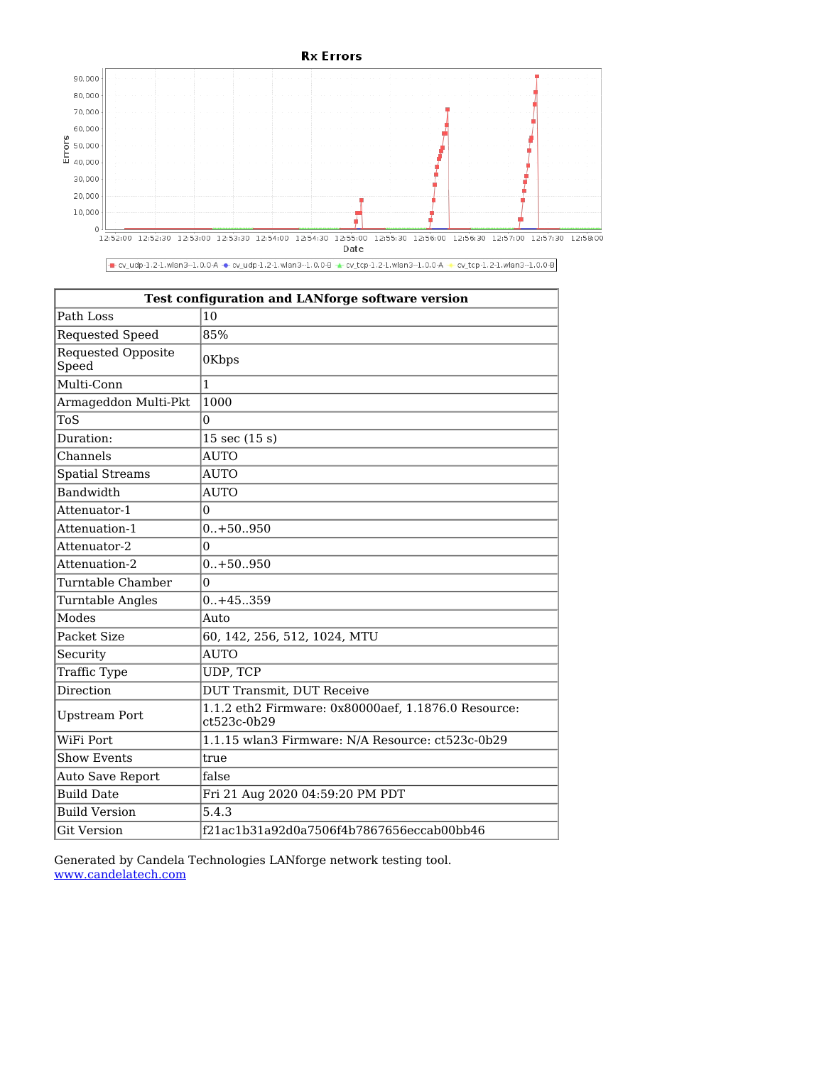**Rx Errors**

| Test configuration and LANforge software version | |
|---|---|
| Path Loss | 10 |
| Requested Speed | 85% |
| Requested Opposite Speed | 0Kbps |
| Multi-Conn | 1 |
| Armageddon Multi-Pkt | 1000 |
| ToS | 0 |
| Duration: | 15 sec (15 s) |
| Channels | AUTO |
| Spatial Streams | AUTO |
| Bandwidth | AUTO |
| Attenuator-1 | 0 |
| Attenuation-1 | 0..+50..950 |
| Attenuator-2 | 0 |
| Attenuation-2 | 0..+50..950 |
| Turntable Chamber | 0 |
| Turntable Angles | 0..+45..359 |
| Modes | Auto |
| Packet Size | 60, 142, 256, 512, 1024, MTU |
| Security | AUTO |
| Traffic Type | UDP, TCP |
| Direction | DUT Transmit, DUT Receive |
| Upstream Port | 1.1.2 eth2 Firmware: 0x80000aef, 1.1876.0 Resource: ct523c-0b29 |
| WiFi Port | 1.1.15 wlan3 Firmware: N/A Resource: ct523c-0b29 |
| Show Events | true |
| Auto Save Report | false |
| Build Date | Fri 21 Aug 2020 04:59:20 PM PDT |
| Build Version | 5.4.3 |
| Git Version | f21ac1b31a92d0a7506f4b7867656eccab00bb46 |

Generated by Candela Technologies LANforge network testing tool.
www.candelatech.com